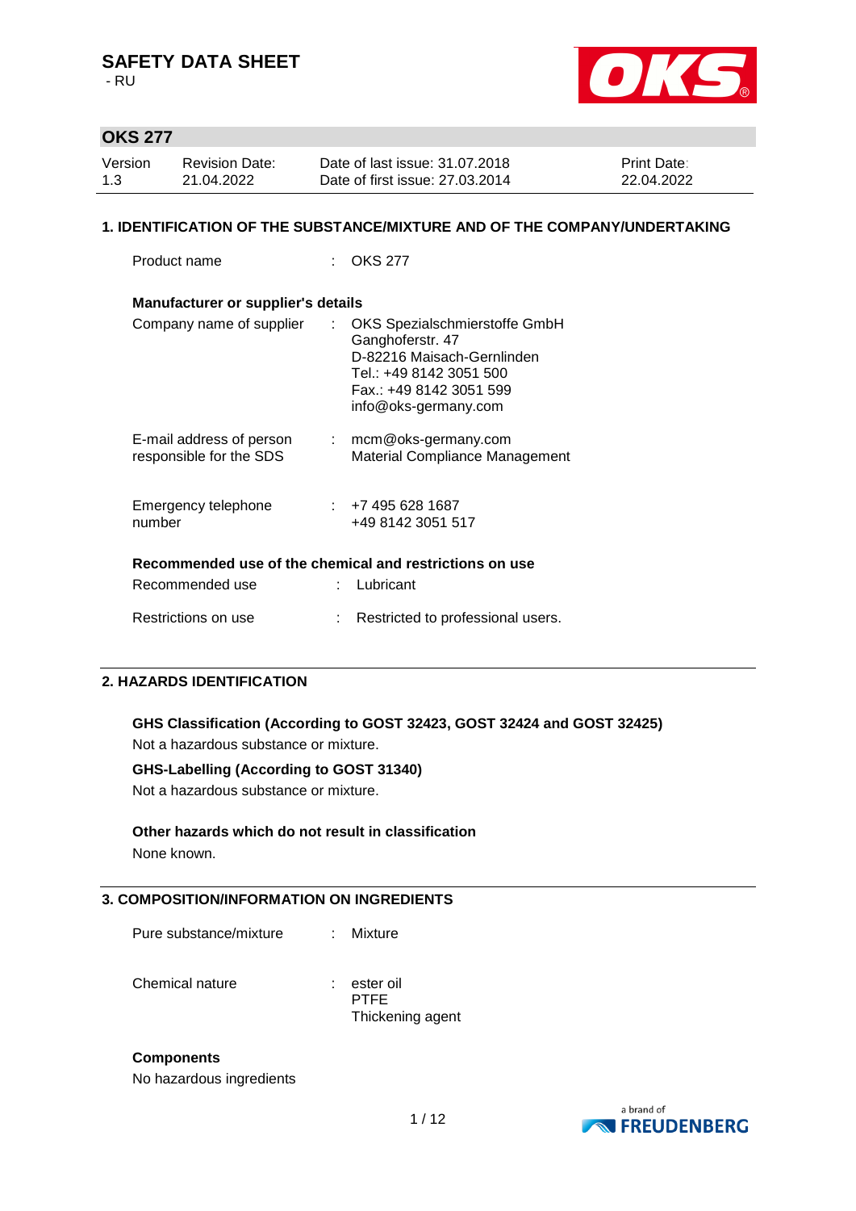# SAFETY DATA SHEET

- RU

## OKS 277

| Version | Revision Date: | Date of last issue: 31.07.2018 | Print Date: |
|---|---|---|---|
| 1.3 | 21.04.2022 | Date of first issue: 27.03.2014 | 22.04.2022 |

## 1. IDENTIFICATION OF THE SUBSTANCE/MIXTURE AND OF THE COMPANY/UNDERTAKING

Product name : OKS 277

### Manufacturer or supplier's details

Company name of supplier : OKS Spezialschmierstoffe GmbH
Ganghoferstr. 47
D-82216 Maisach-Gernlinden
Tel.: +49 8142 3051 500
Fax.: +49 8142 3051 599
info@oks-germany.com

E-mail address of person responsible for the SDS : mcm@oks-germany.com
Material Compliance Management

Emergency telephone number : +7 495 628 1687
+49 8142 3051 517

### Recommended use of the chemical and restrictions on use

Recommended use : Lubricant

Restrictions on use : Restricted to professional users.

## 2. HAZARDS IDENTIFICATION

**GHS Classification (According to GOST 32423, GOST 32424 and GOST 32425)**

Not a hazardous substance or mixture.

**GHS-Labelling (According to GOST 31340)**

Not a hazardous substance or mixture.

**Other hazards which do not result in classification**

None known.

## 3. COMPOSITION/INFORMATION ON INGREDIENTS

Pure substance/mixture : Mixture

Chemical nature : ester oil
PTFE
Thickening agent

**Components**

No hazardous ingredients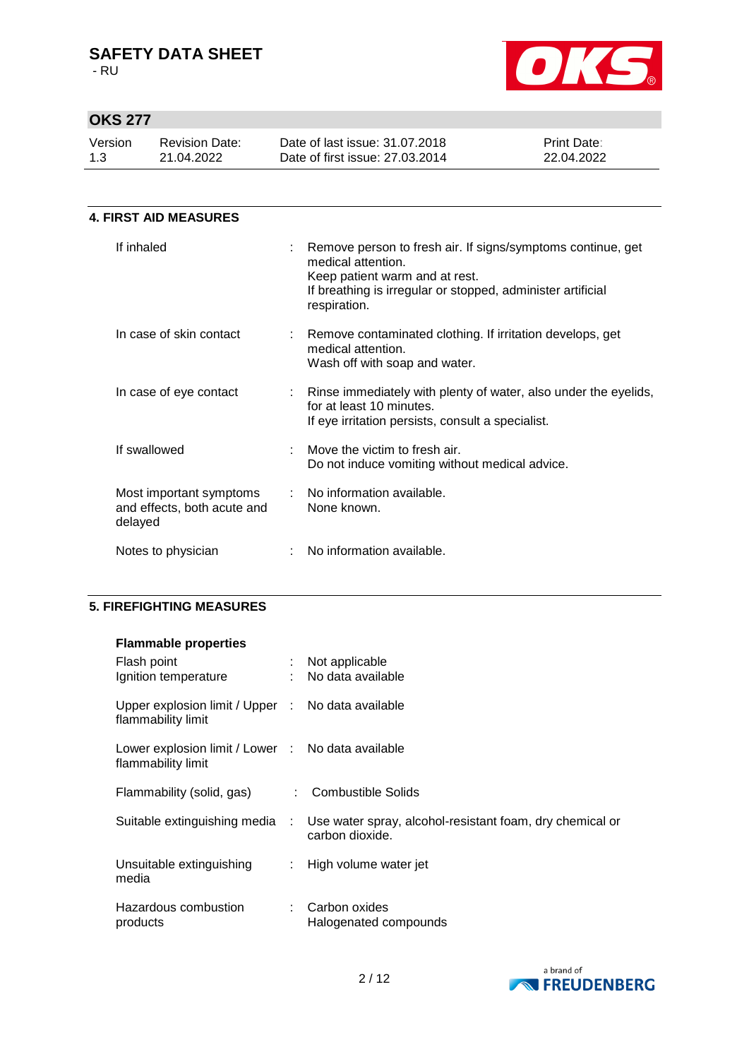## 4. FIRST AID MEASURES

| | |
|---|---|
| If inhaled | Remove person to fresh air. If signs/symptoms continue, get medical attention.<br>Keep patient warm and at rest.<br>If breathing is irregular or stopped, administer artificial respiration. |
| In case of skin contact | Remove contaminated clothing. If irritation develops, get medical attention.<br>Wash off with soap and water. |
| In case of eye contact | Rinse immediately with plenty of water, also under the eyelids, for at least 10 minutes.<br>If eye irritation persists, consult a specialist. |
| If swallowed | Move the victim to fresh air.<br>Do not induce vomiting without medical advice. |
| Most important symptoms and effects, both acute and delayed | No information available.<br>None known. |
| Notes to physician | No information available. |

## 5. FIREFIGHTING MEASURES

**Flammable properties**

| | |
|---|---|
| Flash point | Not applicable |
| Ignition temperature | No data available |
| Upper explosion limit / Upper flammability limit | No data available |
| Lower explosion limit / Lower flammability limit | No data available |
| Flammability (solid, gas) | Combustible Solids |
| Suitable extinguishing media | Use water spray, alcohol-resistant foam, dry chemical or carbon dioxide. |
| Unsuitable extinguishing media | High volume water jet |
| Hazardous combustion products | Carbon oxides<br>Halogenated compounds |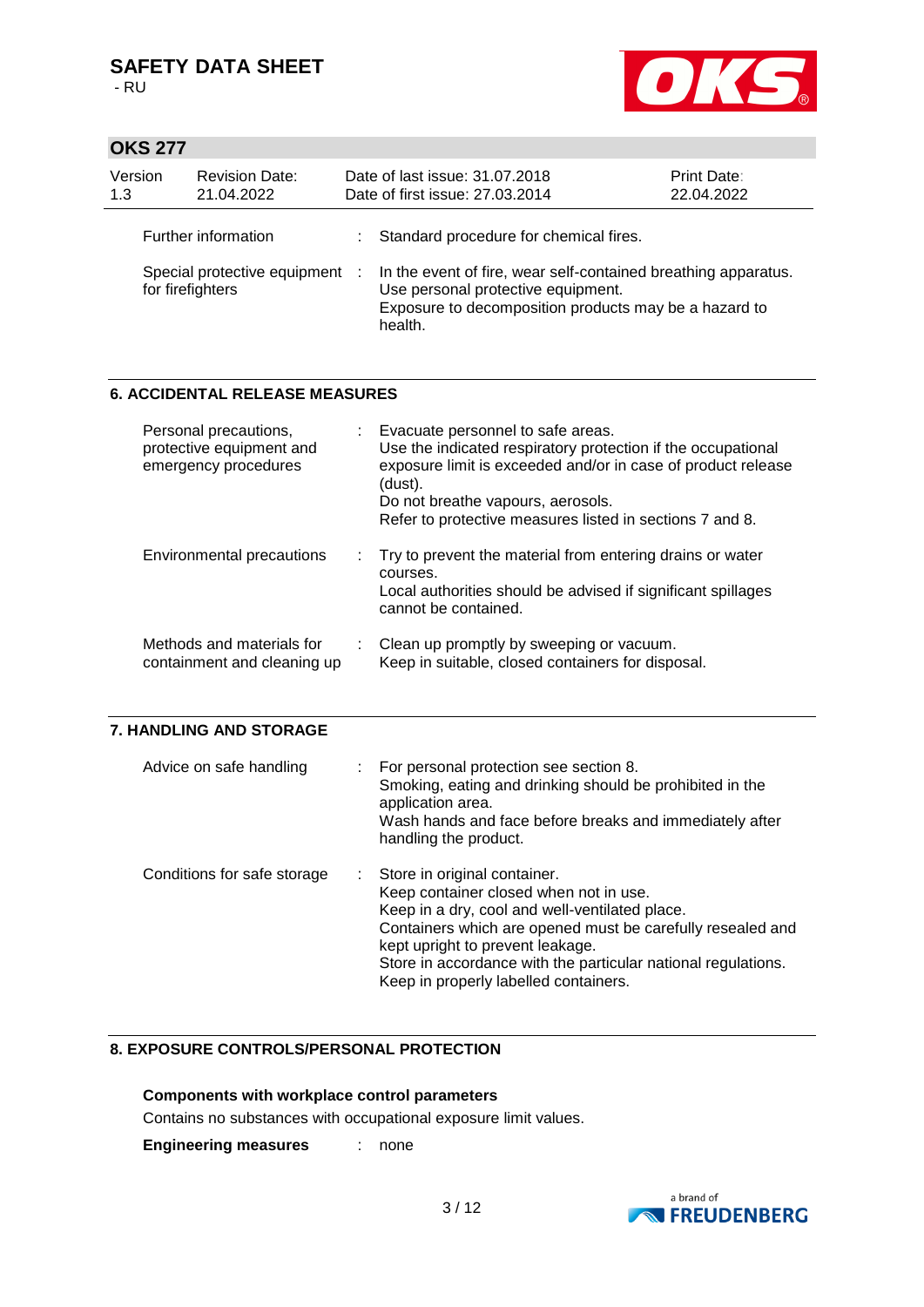| | | |
|---|---|---|
| Further information | : | Standard procedure for chemical fires. |
| Special protective equipment for firefighters | : | In the event of fire, wear self-contained breathing apparatus. Use personal protective equipment. Exposure to decomposition products may be a hazard to health. |

## 6. ACCIDENTAL RELEASE MEASURES

| | | |
|---|---|---|
| Personal precautions, protective equipment and emergency procedures | : | Evacuate personnel to safe areas. Use the indicated respiratory protection if the occupational exposure limit is exceeded and/or in case of product release (dust). Do not breathe vapours, aerosols. Refer to protective measures listed in sections 7 and 8. |
| Environmental precautions | : | Try to prevent the material from entering drains or water courses. Local authorities should be advised if significant spillages cannot be contained. |
| Methods and materials for containment and cleaning up | : | Clean up promptly by sweeping or vacuum. Keep in suitable, closed containers for disposal. |

## 7. HANDLING AND STORAGE

| | | |
|---|---|---|
| Advice on safe handling | : | For personal protection see section 8. Smoking, eating and drinking should be prohibited in the application area. Wash hands and face before breaks and immediately after handling the product. |
| Conditions for safe storage | : | Store in original container. Keep container closed when not in use. Keep in a dry, cool and well-ventilated place. Containers which are opened must be carefully resealed and kept upright to prevent leakage. Store in accordance with the particular national regulations. Keep in properly labelled containers. |

## 8. EXPOSURE CONTROLS/PERSONAL PROTECTION

**Components with workplace control parameters**

Contains no substances with occupational exposure limit values.

**Engineering measures** : none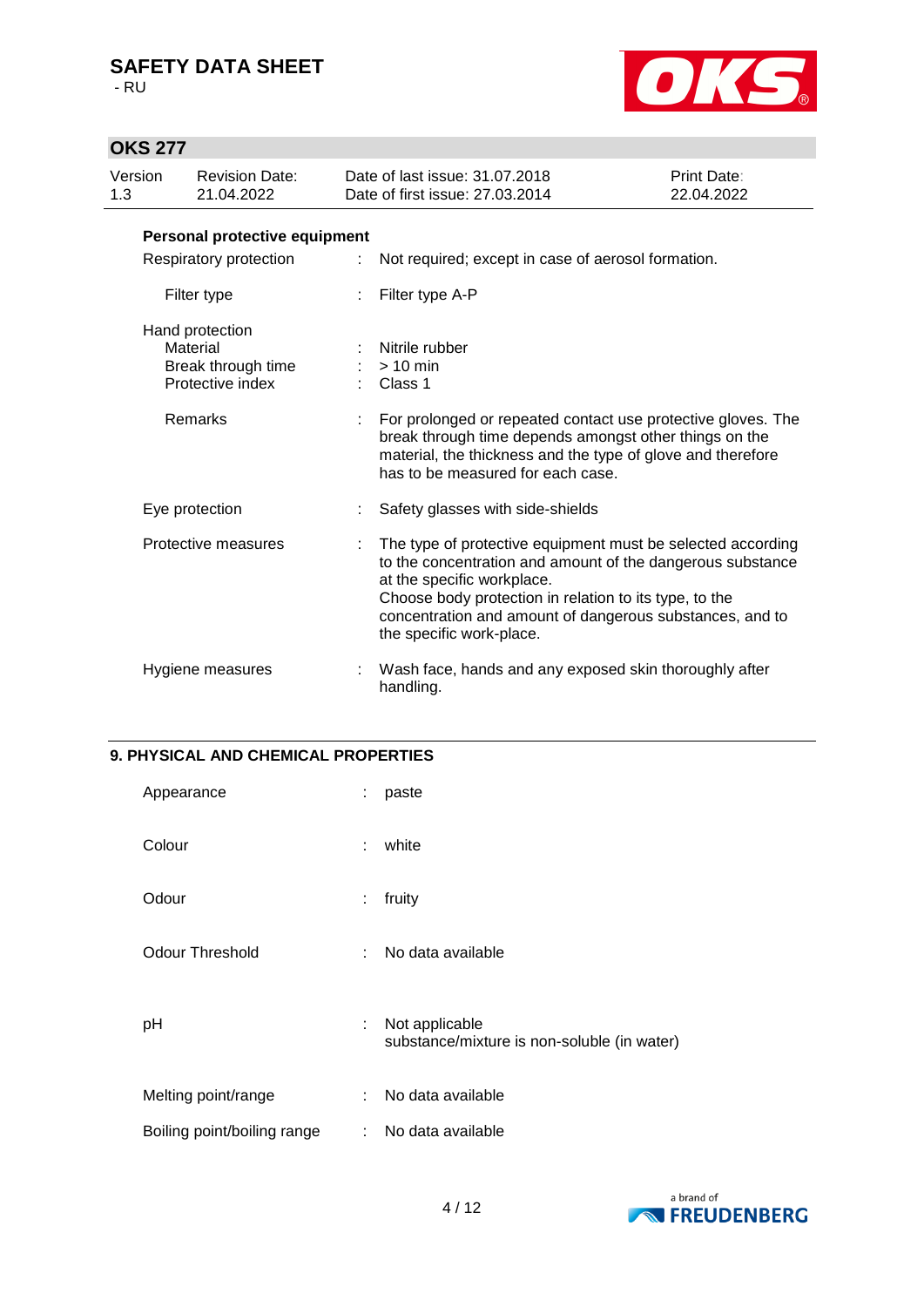**Personal protective equipment**

| | | |
|---|---|---|
| Respiratory protection | : | Not required; except in case of aerosol formation. |
| Filter type | : | Filter type A-P |
| Hand protection | | |
| Material | : | Nitrile rubber |
| Break through time | : | > 10 min |
| Protective index | : | Class 1 |
| Remarks | : | For prolonged or repeated contact use protective gloves. The break through time depends amongst other things on the material, the thickness and the type of glove and therefore has to be measured for each case. |
| Eye protection | : | Safety glasses with side-shields |
| Protective measures | : | The type of protective equipment must be selected according to the concentration and amount of the dangerous substance at the specific workplace. Choose body protection in relation to its type, to the concentration and amount of dangerous substances, and to the specific work-place. |
| Hygiene measures | : | Wash face, hands and any exposed skin thoroughly after handling. |

## 9. PHYSICAL AND CHEMICAL PROPERTIES

| | | |
|---|---|---|
| Appearance | : | paste |
| Colour | : | white |
| Odour | : | fruity |
| Odour Threshold | : | No data available |
| pH | : | Not applicable<br>substance/mixture is non-soluble (in water) |
| Melting point/range | : | No data available |
| Boiling point/boiling range | : | No data available |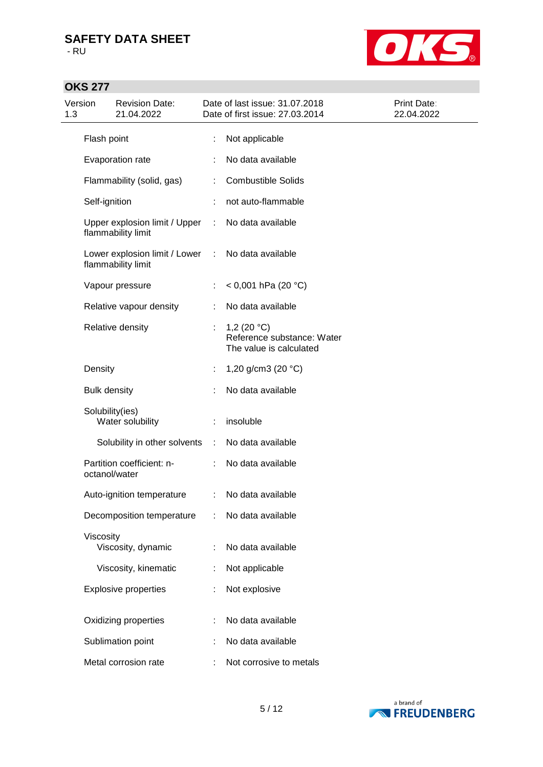| Property | | Value |
|---|---|---|
| Flash point | : | Not applicable |
| Evaporation rate | : | No data available |
| Flammability (solid, gas) | : | Combustible Solids |
| Self-ignition | : | not auto-flammable |
| Upper explosion limit / Upper flammability limit | : | No data available |
| Lower explosion limit / Lower flammability limit | : | No data available |
| Vapour pressure | : | < 0,001 hPa (20 °C) |
| Relative vapour density | : | No data available |
| Relative density | : | 1,2 (20 °C)<br>Reference substance: Water<br>The value is calculated |
| Density | : | 1,20 g/cm3 (20 °C) |
| Bulk density | : | No data available |
| Solubility(ies)<br>Water solubility | : | insoluble |
| Solubility in other solvents | : | No data available |
| Partition coefficient: n-octanol/water | : | No data available |
| Auto-ignition temperature | : | No data available |
| Decomposition temperature | : | No data available |
| Viscosity<br>Viscosity, dynamic | : | No data available |
| Viscosity, kinematic | : | Not applicable |
| Explosive properties | : | Not explosive |
| Oxidizing properties | : | No data available |
| Sublimation point | : | No data available |
| Metal corrosion rate | : | Not corrosive to metals |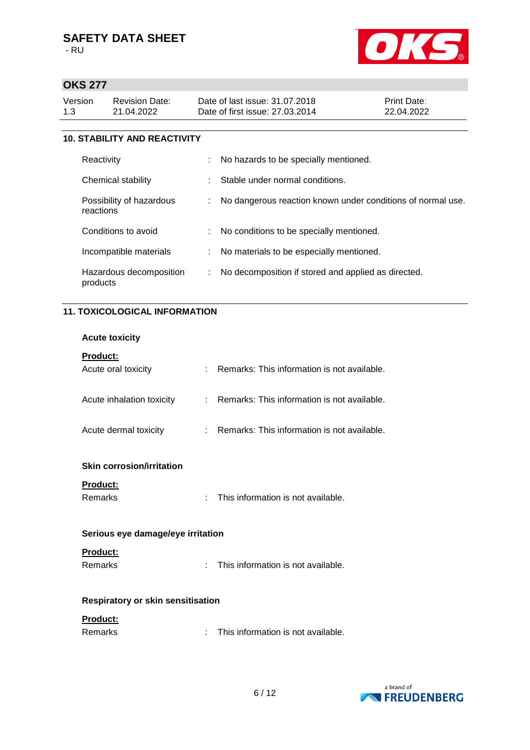## 10. STABILITY AND REACTIVITY

| | | |
|---|---|---|
| Reactivity | : | No hazards to be specially mentioned. |
| Chemical stability | : | Stable under normal conditions. |
| Possibility of hazardous reactions | : | No dangerous reaction known under conditions of normal use. |
| Conditions to avoid | : | No conditions to be specially mentioned. |
| Incompatible materials | : | No materials to be especially mentioned. |
| Hazardous decomposition products | : | No decomposition if stored and applied as directed. |

## 11. TOXICOLOGICAL INFORMATION

### Acute toxicity

**Product:**

| | | |
|---|---|---|
| Acute oral toxicity | : | Remarks: This information is not available. |
| Acute inhalation toxicity | : | Remarks: This information is not available. |
| Acute dermal toxicity | : | Remarks: This information is not available. |

### Skin corrosion/irritation

**Product:**

Remarks : This information is not available.

### Serious eye damage/eye irritation

**Product:**

Remarks : This information is not available.

### Respiratory or skin sensitisation

**Product:**

Remarks : This information is not available.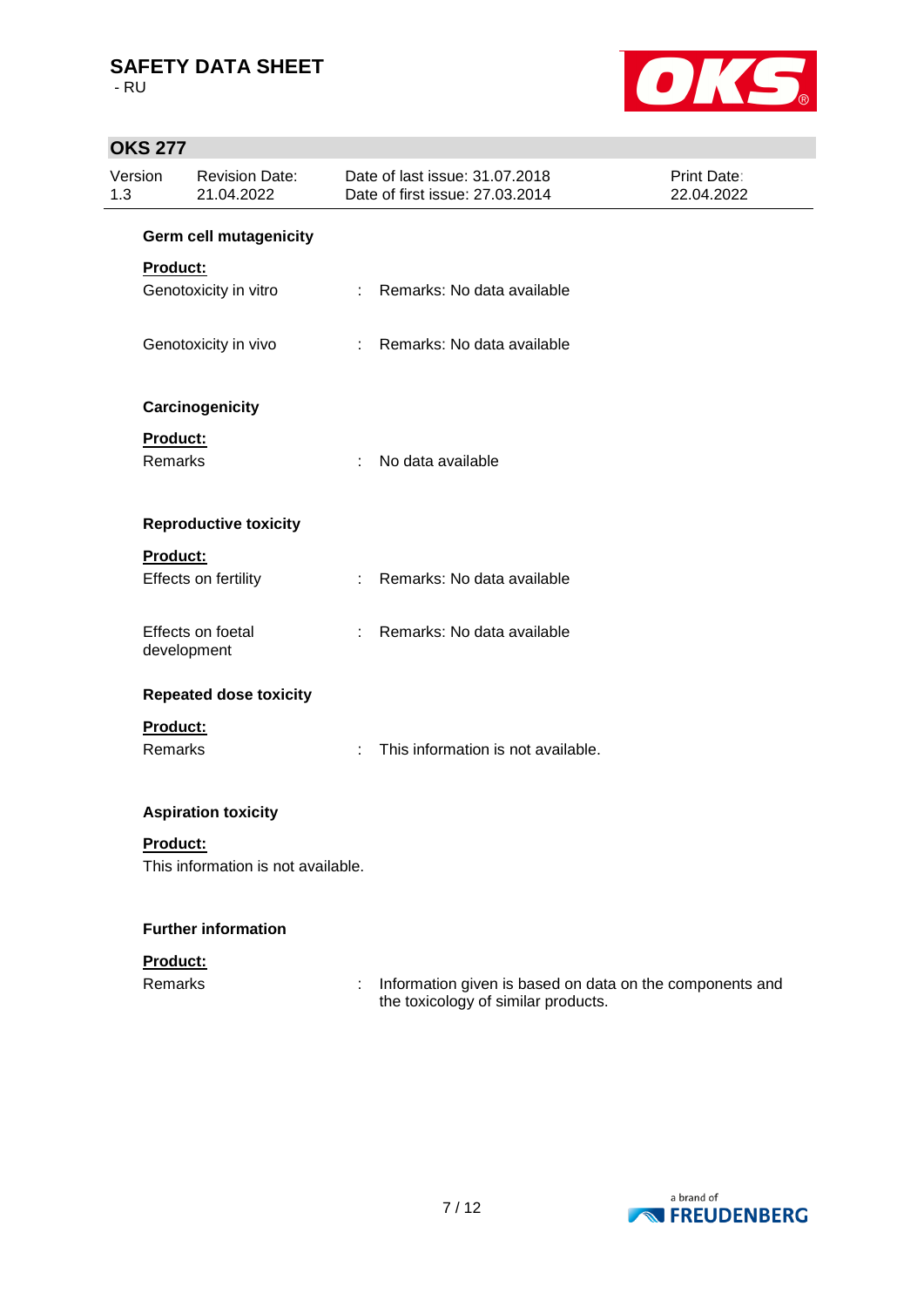**Germ cell mutagenicity**

**Product:**

Genotoxicity in vitro : Remarks: No data available

Genotoxicity in vivo : Remarks: No data available

**Carcinogenicity**

**Product:**

Remarks : No data available

**Reproductive toxicity**

**Product:**

Effects on fertility : Remarks: No data available

Effects on foetal development : Remarks: No data available

**Repeated dose toxicity**

**Product:**

Remarks : This information is not available.

**Aspiration toxicity**

**Product:**

This information is not available.

**Further information**

**Product:**

Remarks : Information given is based on data on the components and the toxicology of similar products.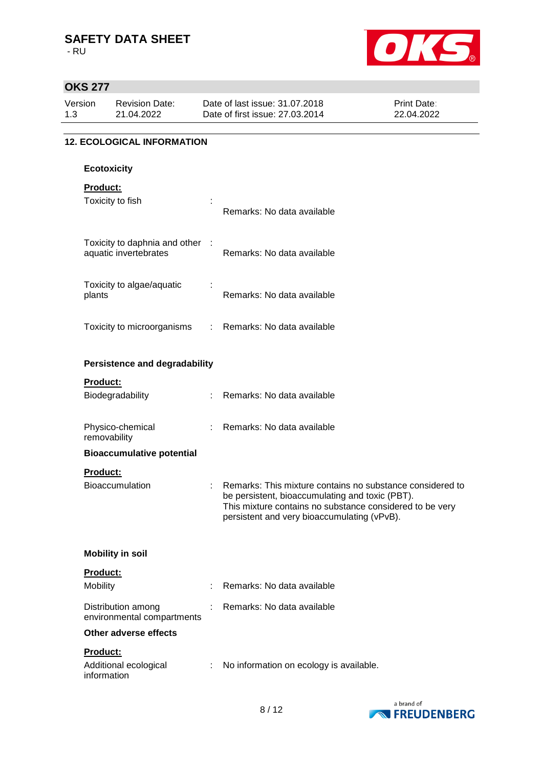## 12. ECOLOGICAL INFORMATION

### Ecotoxicity

**Product:**

| | | |
|---|---|---|
| Toxicity to fish | : | Remarks: No data available |
| Toxicity to daphnia and other aquatic invertebrates | : | Remarks: No data available |
| Toxicity to algae/aquatic plants | : | Remarks: No data available |
| Toxicity to microorganisms | : | Remarks: No data available |

### Persistence and degradability

**Product:**

| | | |
|---|---|---|
| Biodegradability | : | Remarks: No data available |
| Physico-chemical removability | : | Remarks: No data available |

### Bioaccumulative potential

**Product:**

| | | |
|---|---|---|
| Bioaccumulation | : | Remarks: This mixture contains no substance considered to be persistent, bioaccumulating and toxic (PBT). This mixture contains no substance considered to be very persistent and very bioaccumulating (vPvB). |

### Mobility in soil

**Product:**

| | | |
|---|---|---|
| Mobility | : | Remarks: No data available |
| Distribution among environmental compartments | : | Remarks: No data available |

### Other adverse effects

**Product:**

| | | |
|---|---|---|
| Additional ecological information | : | No information on ecology is available. |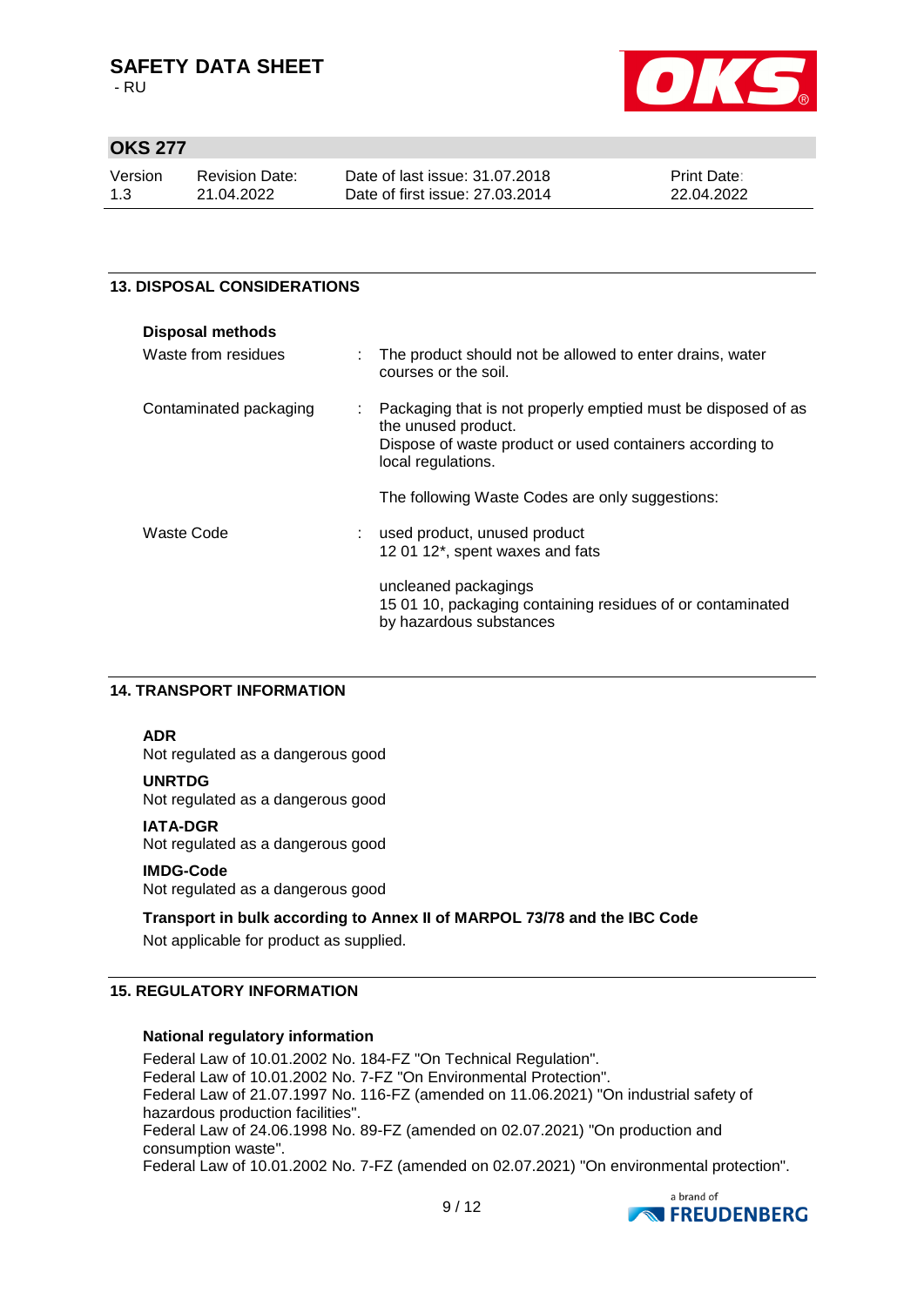## 13. DISPOSAL CONSIDERATIONS

**Disposal methods**

| | |
|---|---|
| Waste from residues | : The product should not be allowed to enter drains, water courses or the soil. |
| Contaminated packaging | : Packaging that is not properly emptied must be disposed of as the unused product.<br>Dispose of waste product or used containers according to local regulations.<br><br>The following Waste Codes are only suggestions: |
| Waste Code | : used product, unused product<br>12 01 12*, spent waxes and fats<br><br>uncleaned packagings<br>15 01 10, packaging containing residues of or contaminated by hazardous substances |

## 14. TRANSPORT INFORMATION

**ADR**
Not regulated as a dangerous good

**UNRTDG**
Not regulated as a dangerous good

**IATA-DGR**
Not regulated as a dangerous good

**IMDG-Code**
Not regulated as a dangerous good

**Transport in bulk according to Annex II of MARPOL 73/78 and the IBC Code**

Not applicable for product as supplied.

## 15. REGULATORY INFORMATION

**National regulatory information**

Federal Law of 10.01.2002 No. 184-FZ "On Technical Regulation".
Federal Law of 10.01.2002 No. 7-FZ "On Environmental Protection".
Federal Law of 21.07.1997 No. 116-FZ (amended on 11.06.2021) "On industrial safety of hazardous production facilities".
Federal Law of 24.06.1998 No. 89-FZ (amended on 02.07.2021) "On production and consumption waste".
Federal Law of 10.01.2002 No. 7-FZ (amended on 02.07.2021) "On environmental protection".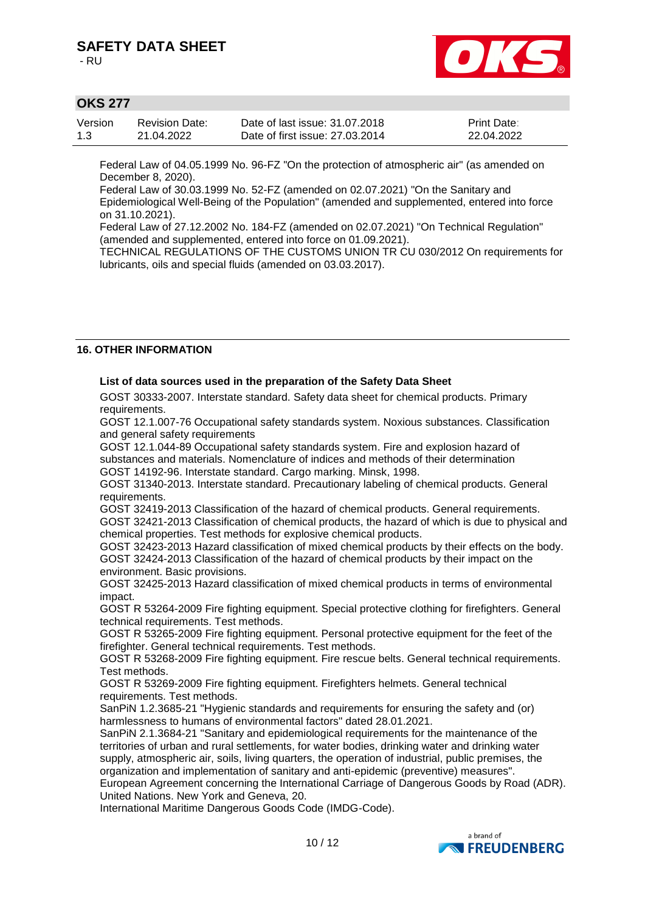Federal Law of 04.05.1999 No. 96-FZ "On the protection of atmospheric air" (as amended on December 8, 2020).

Federal Law of 30.03.1999 No. 52-FZ (amended on 02.07.2021) "On the Sanitary and Epidemiological Well-Being of the Population" (amended and supplemented, entered into force on 31.10.2021).

Federal Law of 27.12.2002 No. 184-FZ (amended on 02.07.2021) "On Technical Regulation" (amended and supplemented, entered into force on 01.09.2021).

TECHNICAL REGULATIONS OF THE CUSTOMS UNION TR CU 030/2012 On requirements for lubricants, oils and special fluids (amended on 03.03.2017).

## 16. OTHER INFORMATION

**List of data sources used in the preparation of the Safety Data Sheet**

GOST 30333-2007. Interstate standard. Safety data sheet for chemical products. Primary requirements.

GOST 12.1.007-76 Occupational safety standards system. Noxious substances. Classification and general safety requirements

GOST 12.1.044-89 Occupational safety standards system. Fire and explosion hazard of substances and materials. Nomenclature of indices and methods of their determination

GOST 14192-96. Interstate standard. Cargo marking. Minsk, 1998.

GOST 31340-2013. Interstate standard. Precautionary labeling of chemical products. General requirements.

GOST 32419-2013 Classification of the hazard of chemical products. General requirements.

GOST 32421-2013 Classification of chemical products, the hazard of which is due to physical and chemical properties. Test methods for explosive chemical products.

GOST 32423-2013 Hazard classification of mixed chemical products by their effects on the body.

GOST 32424-2013 Classification of the hazard of chemical products by their impact on the environment. Basic provisions.

GOST 32425-2013 Hazard classification of mixed chemical products in terms of environmental impact.

GOST R 53264-2009 Fire fighting equipment. Special protective clothing for firefighters. General technical requirements. Test methods.

GOST R 53265-2009 Fire fighting equipment. Personal protective equipment for the feet of the firefighter. General technical requirements. Test methods.

GOST R 53268-2009 Fire fighting equipment. Fire rescue belts. General technical requirements. Test methods.

GOST R 53269-2009 Fire fighting equipment. Firefighters helmets. General technical requirements. Test methods.

SanPiN 1.2.3685-21 "Hygienic standards and requirements for ensuring the safety and (or) harmlessness to humans of environmental factors" dated 28.01.2021.

SanPiN 2.1.3684-21 "Sanitary and epidemiological requirements for the maintenance of the territories of urban and rural settlements, for water bodies, drinking water and drinking water supply, atmospheric air, soils, living quarters, the operation of industrial, public premises, the organization and implementation of sanitary and anti-epidemic (preventive) measures".

European Agreement concerning the International Carriage of Dangerous Goods by Road (ADR). United Nations. New York and Geneva, 20.

International Maritime Dangerous Goods Code (IMDG-Code).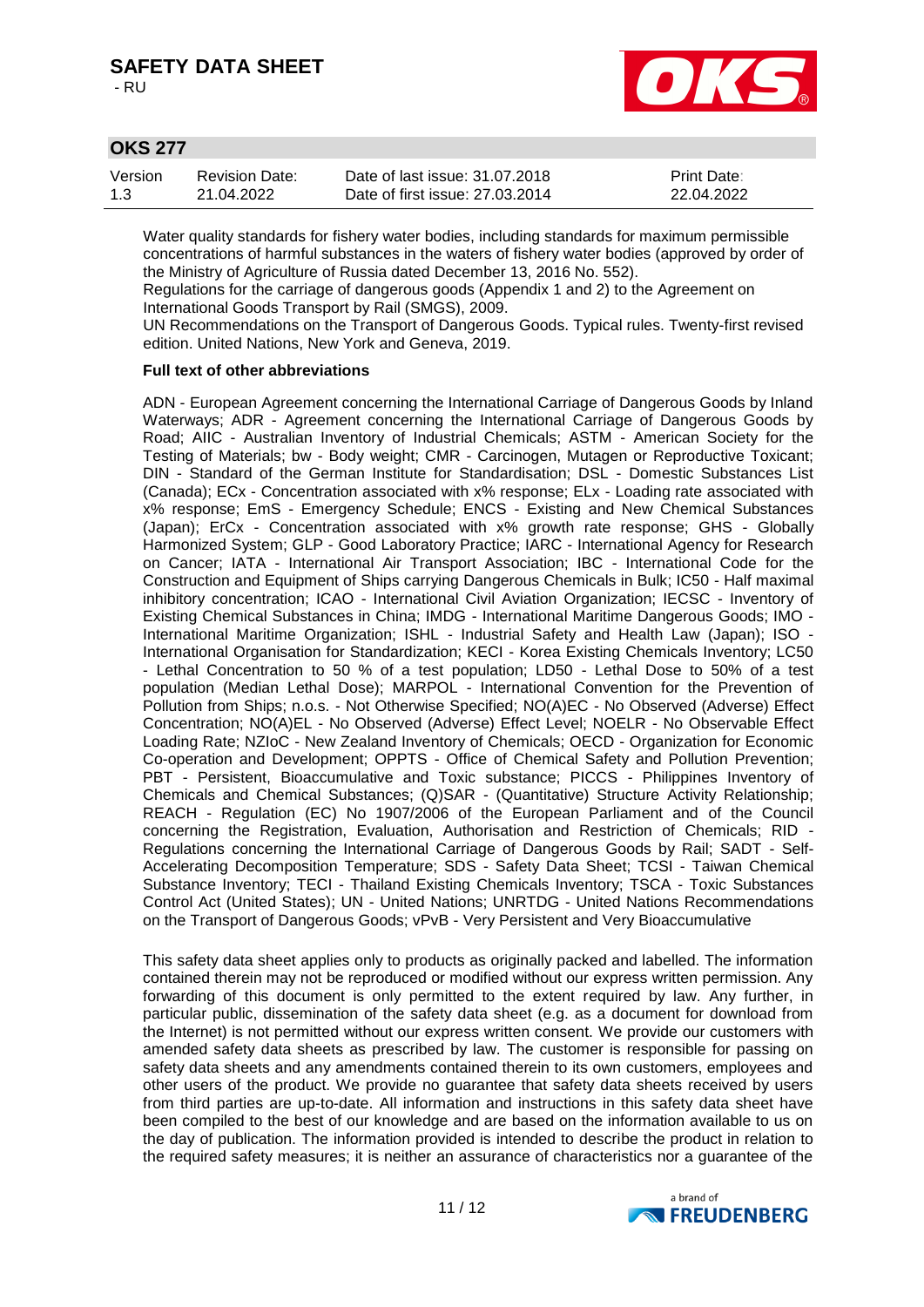Water quality standards for fishery water bodies, including standards for maximum permissible concentrations of harmful substances in the waters of fishery water bodies (approved by order of the Ministry of Agriculture of Russia dated December 13, 2016 No. 552).

Regulations for the carriage of dangerous goods (Appendix 1 and 2) to the Agreement on International Goods Transport by Rail (SMGS), 2009.

UN Recommendations on the Transport of Dangerous Goods. Typical rules. Twenty-first revised edition. United Nations, New York and Geneva, 2019.

**Full text of other abbreviations**

ADN - European Agreement concerning the International Carriage of Dangerous Goods by Inland Waterways; ADR - Agreement concerning the International Carriage of Dangerous Goods by Road; AIIC - Australian Inventory of Industrial Chemicals; ASTM - American Society for the Testing of Materials; bw - Body weight; CMR - Carcinogen, Mutagen or Reproductive Toxicant; DIN - Standard of the German Institute for Standardisation; DSL - Domestic Substances List (Canada); ECx - Concentration associated with x% response; ELx - Loading rate associated with x% response; EmS - Emergency Schedule; ENCS - Existing and New Chemical Substances (Japan); ErCx - Concentration associated with x% growth rate response; GHS - Globally Harmonized System; GLP - Good Laboratory Practice; IARC - International Agency for Research on Cancer; IATA - International Air Transport Association; IBC - International Code for the Construction and Equipment of Ships carrying Dangerous Chemicals in Bulk; IC50 - Half maximal inhibitory concentration; ICAO - International Civil Aviation Organization; IECSC - Inventory of Existing Chemical Substances in China; IMDG - International Maritime Dangerous Goods; IMO - International Maritime Organization; ISHL - Industrial Safety and Health Law (Japan); ISO - International Organisation for Standardization; KECI - Korea Existing Chemicals Inventory; LC50 - Lethal Concentration to 50 % of a test population; LD50 - Lethal Dose to 50% of a test population (Median Lethal Dose); MARPOL - International Convention for the Prevention of Pollution from Ships; n.o.s. - Not Otherwise Specified; NO(A)EC - No Observed (Adverse) Effect Concentration; NO(A)EL - No Observed (Adverse) Effect Level; NOELR - No Observable Effect Loading Rate; NZIoC - New Zealand Inventory of Chemicals; OECD - Organization for Economic Co-operation and Development; OPPTS - Office of Chemical Safety and Pollution Prevention; PBT - Persistent, Bioaccumulative and Toxic substance; PICCS - Philippines Inventory of Chemicals and Chemical Substances; (Q)SAR - (Quantitative) Structure Activity Relationship; REACH - Regulation (EC) No 1907/2006 of the European Parliament and of the Council concerning the Registration, Evaluation, Authorisation and Restriction of Chemicals; RID - Regulations concerning the International Carriage of Dangerous Goods by Rail; SADT - Self-Accelerating Decomposition Temperature; SDS - Safety Data Sheet; TCSI - Taiwan Chemical Substance Inventory; TECI - Thailand Existing Chemicals Inventory; TSCA - Toxic Substances Control Act (United States); UN - United Nations; UNRTDG - United Nations Recommendations on the Transport of Dangerous Goods; vPvB - Very Persistent and Very Bioaccumulative

This safety data sheet applies only to products as originally packed and labelled. The information contained therein may not be reproduced or modified without our express written permission. Any forwarding of this document is only permitted to the extent required by law. Any further, in particular public, dissemination of the safety data sheet (e.g. as a document for download from the Internet) is not permitted without our express written consent. We provide our customers with amended safety data sheets as prescribed by law. The customer is responsible for passing on safety data sheets and any amendments contained therein to its own customers, employees and other users of the product. We provide no guarantee that safety data sheets received by users from third parties are up-to-date. All information and instructions in this safety data sheet have been compiled to the best of our knowledge and are based on the information available to us on the day of publication. The information provided is intended to describe the product in relation to the required safety measures; it is neither an assurance of characteristics nor a guarantee of the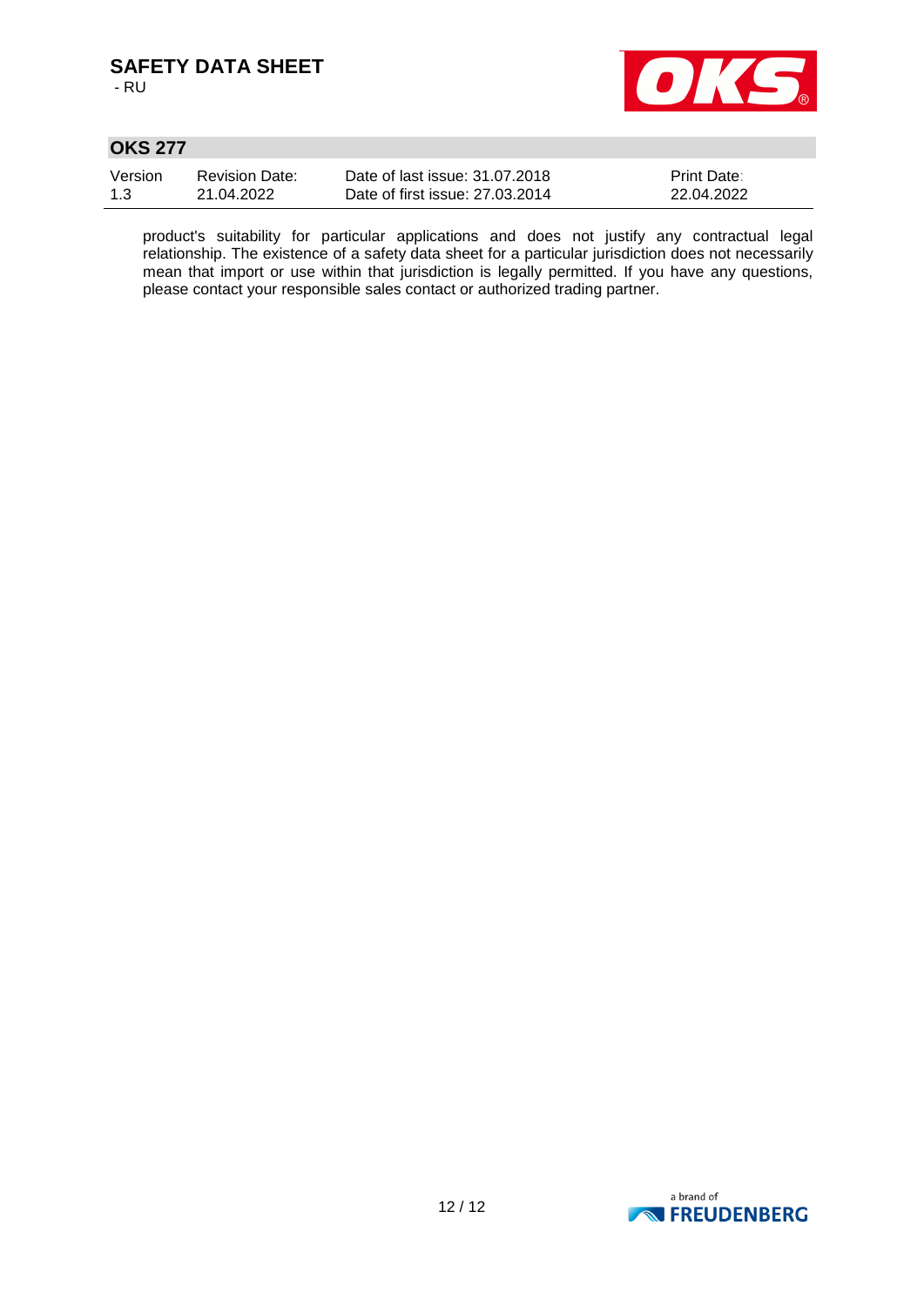product's suitability for particular applications and does not justify any contractual legal relationship. The existence of a safety data sheet for a particular jurisdiction does not necessarily mean that import or use within that jurisdiction is legally permitted. If you have any questions, please contact your responsible sales contact or authorized trading partner.